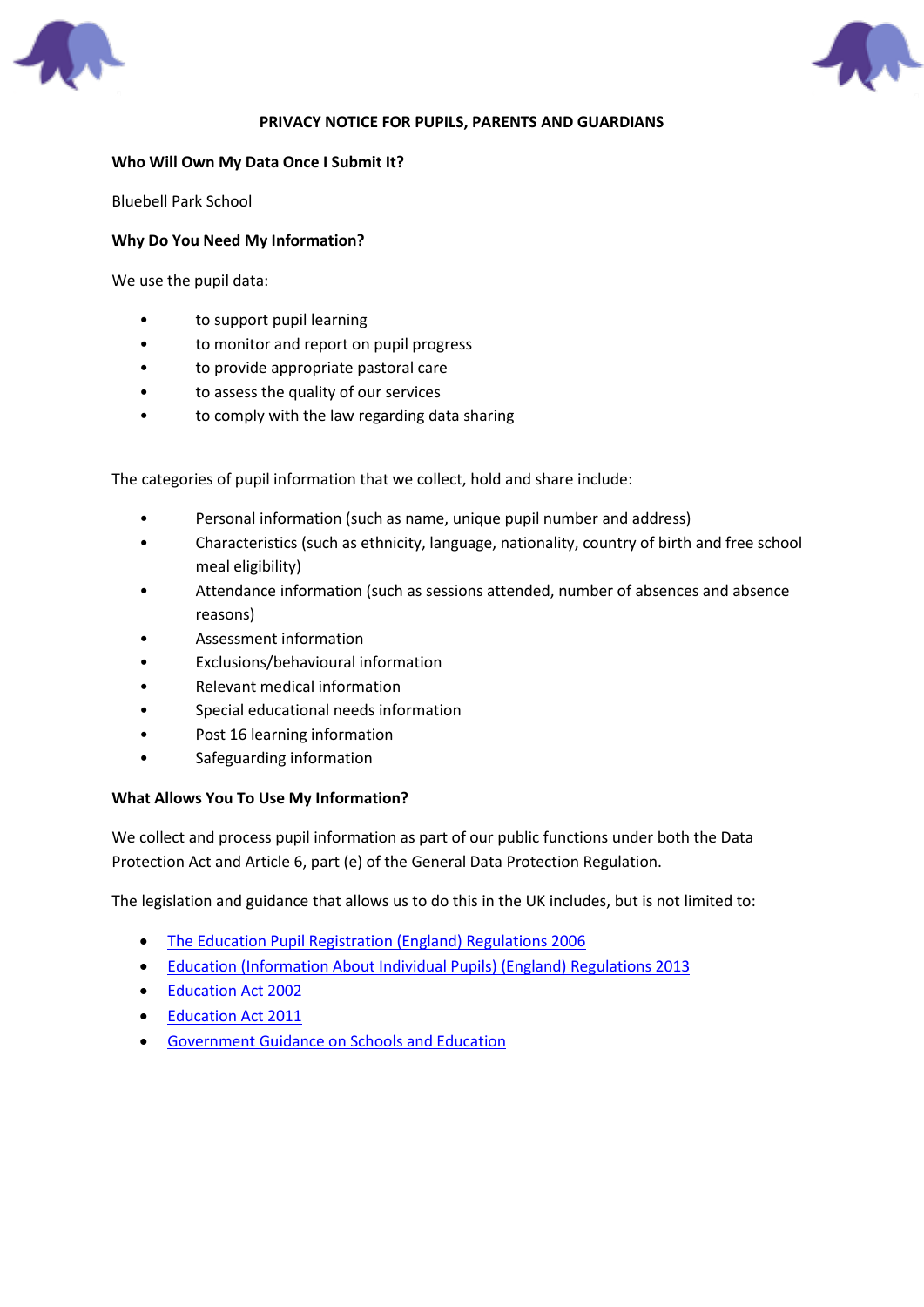# PRIVACY NOTICE FOR PUPILS, PARENTS AND GUARDIANS

**Who Will Own My Data Once I Submit It?**

Bluebell Park School

**Why Do You Need My Information?**

We use the pupil data:

- to support pupil learning
- to monitor and report on pupil progress
- to provide appropriate pastoral care
- to assess the quality of our services
- to comply with the law regarding data sharing

The categories of pupil information that we collect, hold and share include:

- Personal information (such as name, unique pupil number and address)
- Characteristics (such as ethnicity, language, nationality, country of birth and free school meal eligibility)
- Attendance information (such as sessions attended, number of absences and absence reasons)
- Assessment information
- Exclusions/behavioural information
- Relevant medical information
- Special educational needs information
- Post 16 learning information
- Safeguarding information

**What Allows You To Use My Information?**

We collect and process pupil information as part of our public functions under both the Data Protection Act and Article 6, part (e) of the General Data Protection Regulation.

The legislation and guidance that allows us to do this in the UK includes, but is not limited to:

- The Education Pupil Registration (England) Regulations 2006
- Education (Information About Individual Pupils) (England) Regulations 2013
- Education Act 2002
- Education Act 2011
- Government Guidance on Schools and Education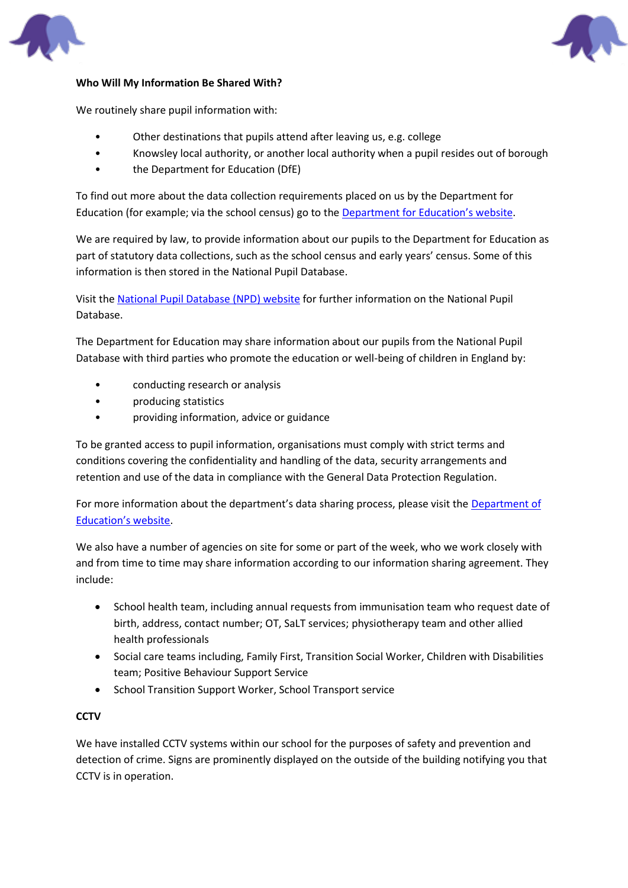**Who Will My Information Be Shared With?**

We routinely share pupil information with:

- Other destinations that pupils attend after leaving us, e.g. college
- Knowsley local authority, or another local authority when a pupil resides out of borough
- the Department for Education (DfE)

To find out more about the data collection requirements placed on us by the Department for Education (for example; via the school census) go to the Department for Education's website.

We are required by law, to provide information about our pupils to the Department for Education as part of statutory data collections, such as the school census and early years' census. Some of this information is then stored in the National Pupil Database.

Visit the National Pupil Database (NPD) website for further information on the National Pupil Database.

The Department for Education may share information about our pupils from the National Pupil Database with third parties who promote the education or well-being of children in England by:

- conducting research or analysis
- producing statistics
- providing information, advice or guidance

To be granted access to pupil information, organisations must comply with strict terms and conditions covering the confidentiality and handling of the data, security arrangements and retention and use of the data in compliance with the General Data Protection Regulation.

For more information about the department's data sharing process, please visit the Department of Education's website.

We also have a number of agencies on site for some or part of the week, who we work closely with and from time to time may share information according to our information sharing agreement. They include:

- School health team, including annual requests from immunisation team who request date of birth, address, contact number; OT, SaLT services; physiotherapy team and other allied health professionals
- Social care teams including, Family First, Transition Social Worker, Children with Disabilities team; Positive Behaviour Support Service
- School Transition Support Worker, School Transport service

**CCTV**

We have installed CCTV systems within our school for the purposes of safety and prevention and detection of crime. Signs are prominently displayed on the outside of the building notifying you that CCTV is in operation.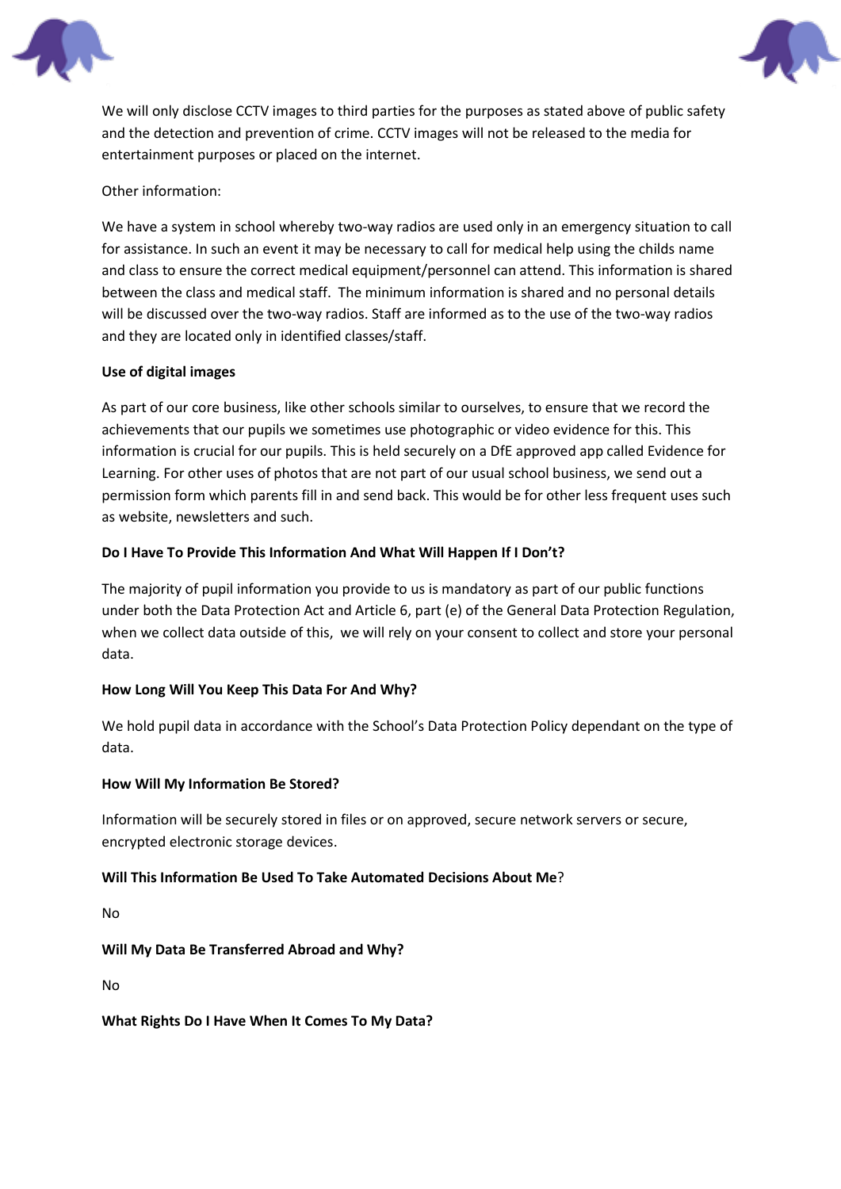We will only disclose CCTV images to third parties for the purposes as stated above of public safety and the detection and prevention of crime. CCTV images will not be released to the media for entertainment purposes or placed on the internet.

Other information:

We have a system in school whereby two-way radios are used only in an emergency situation to call for assistance. In such an event it may be necessary to call for medical help using the childs name and class to ensure the correct medical equipment/personnel can attend. This information is shared between the class and medical staff. The minimum information is shared and no personal details will be discussed over the two-way radios. Staff are informed as to the use of the two-way radios and they are located only in identified classes/staff.

**Use of digital images**

As part of our core business, like other schools similar to ourselves, to ensure that we record the achievements that our pupils we sometimes use photographic or video evidence for this. This information is crucial for our pupils. This is held securely on a DfE approved app called Evidence for Learning. For other uses of photos that are not part of our usual school business, we send out a permission form which parents fill in and send back. This would be for other less frequent uses such as website, newsletters and such.

**Do I Have To Provide This Information And What Will Happen If I Don't?**

The majority of pupil information you provide to us is mandatory as part of our public functions under both the Data Protection Act and Article 6, part (e) of the General Data Protection Regulation, when we collect data outside of this, we will rely on your consent to collect and store your personal data.

**How Long Will You Keep This Data For And Why?**

We hold pupil data in accordance with the School's Data Protection Policy dependant on the type of data.

**How Will My Information Be Stored?**

Information will be securely stored in files or on approved, secure network servers or secure, encrypted electronic storage devices.

**Will This Information Be Used To Take Automated Decisions About Me**?

No

**Will My Data Be Transferred Abroad and Why?**

No

**What Rights Do I Have When It Comes To My Data?**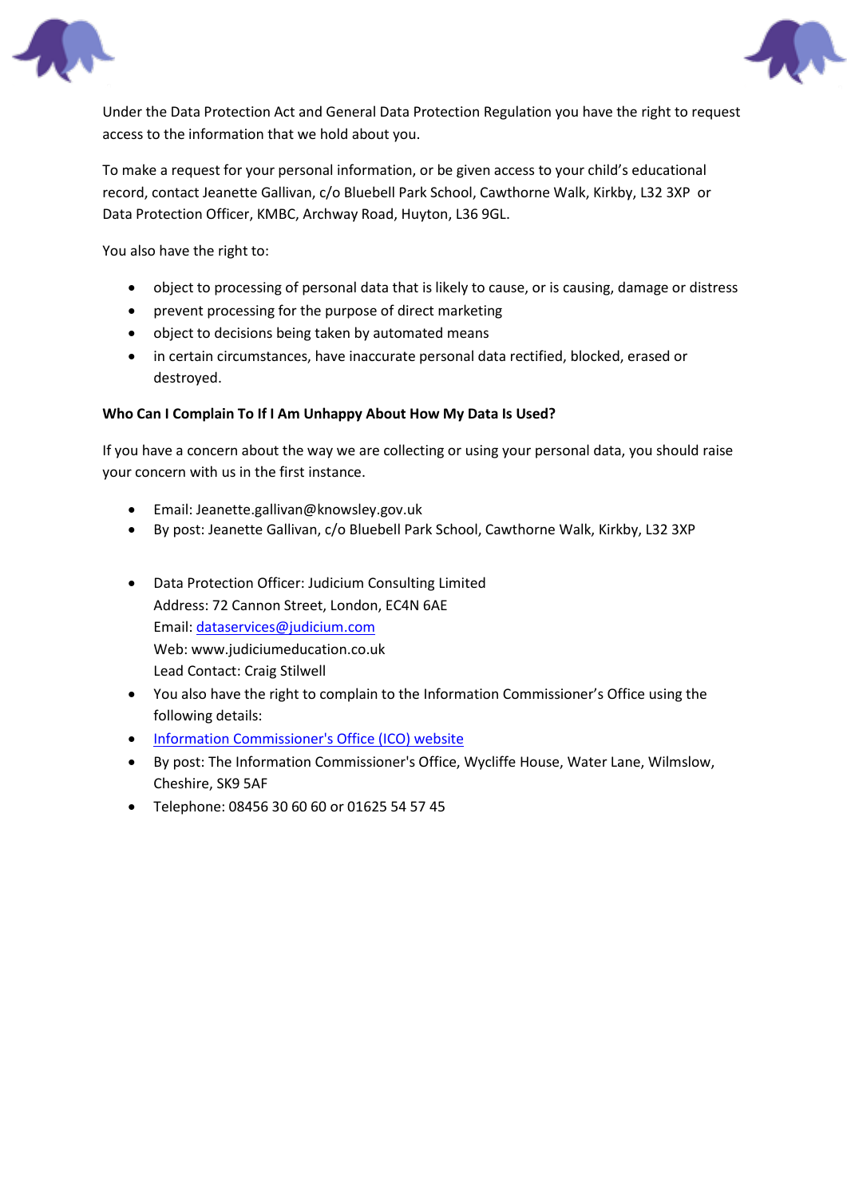Under the Data Protection Act and General Data Protection Regulation you have the right to request access to the information that we hold about you.

To make a request for your personal information, or be given access to your child's educational record, contact Jeanette Gallivan, c/o Bluebell Park School, Cawthorne Walk, Kirkby, L32 3XP or Data Protection Officer, KMBC, Archway Road, Huyton, L36 9GL.

You also have the right to:

- object to processing of personal data that is likely to cause, or is causing, damage or distress
- prevent processing for the purpose of direct marketing
- object to decisions being taken by automated means
- in certain circumstances, have inaccurate personal data rectified, blocked, erased or destroyed.

**Who Can I Complain To If I Am Unhappy About How My Data Is Used?**

If you have a concern about the way we are collecting or using your personal data, you should raise your concern with us in the first instance.

- Email: Jeanette.gallivan@knowsley.gov.uk
- By post: Jeanette Gallivan, c/o Bluebell Park School, Cawthorne Walk, Kirkby, L32 3XP

- Data Protection Officer: Judicium Consulting Limited
  Address: 72 Cannon Street, London, EC4N 6AE
  Email: [dataservices@judicium.com](mailto:dataservices@judicium.com)
  Web: www.judiciumeducation.co.uk
  Lead Contact: Craig Stilwell
- You also have the right to complain to the Information Commissioner's Office using the following details:
- [Information Commissioner's Office (ICO) website]()
- By post: The Information Commissioner's Office, Wycliffe House, Water Lane, Wilmslow, Cheshire, SK9 5AF
- Telephone: 08456 30 60 60 or 01625 54 57 45